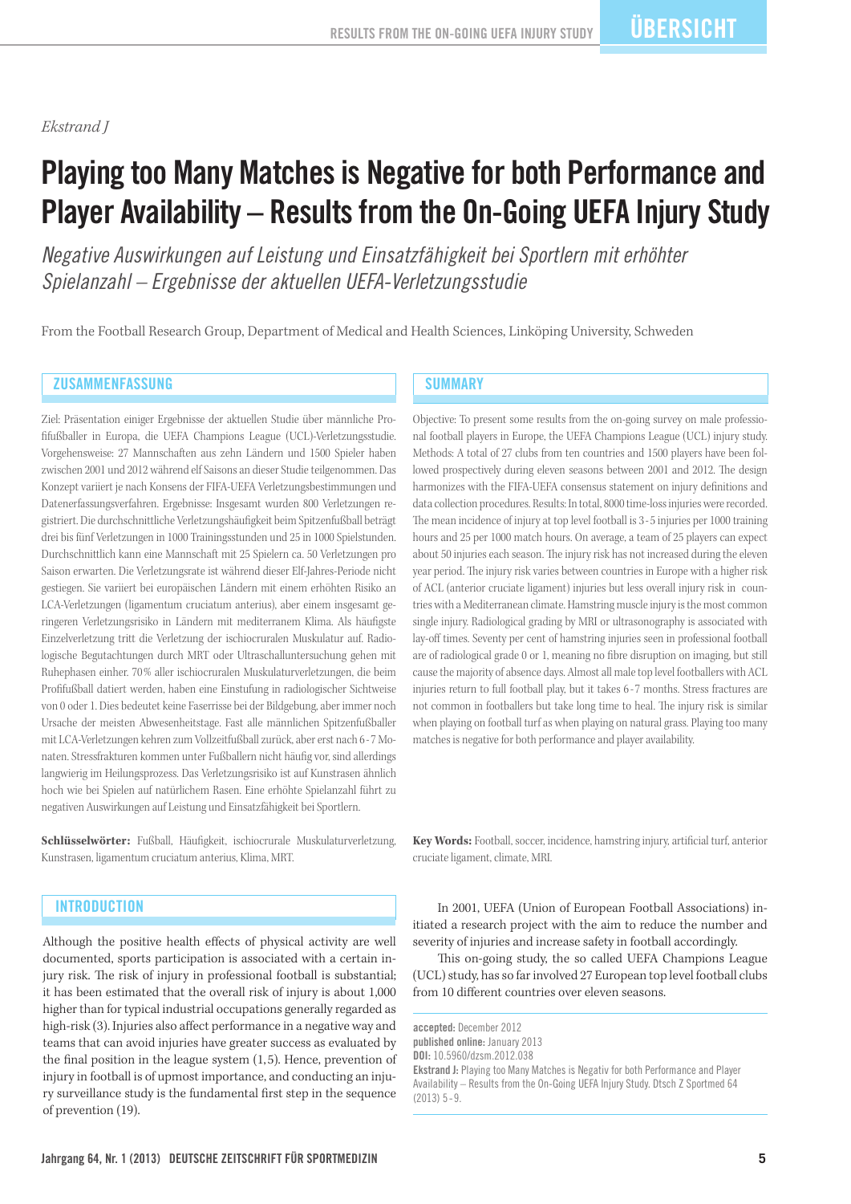Ekstrand J

# Playing too Many Matches is Negative for both Performance and Player Availability – Results from the On-Going UEFA Injury Study

*Negative Auswirkungen auf Leistung und Einsatzfähigkeit bei Sportlern mit erhöhter Spielanzahl – Ergebnisse der aktuellen UEFA-Verletzungsstudie*

From the Football Research Group, Department of Medical and Health Sciences, Linköping University, Schweden

## ZUSAMMENFASSUNG

Ziel: Präsentation einiger Ergebnisse der aktuellen Studie über männliche Profifußballer in Europa, die UEFA Champions League (UCL)-Verletzungsstudie. Vorgehensweise: 27 Mannschaften aus zehn Ländern und 1500 Spieler haben zwischen 2001 und 2012 während elf Saisons an dieser Studie teilgenommen. Das Konzept variiert je nach Konsens der FIFA-UEFA Verletzungsbestimmungen und Datenerfassungsverfahren. Ergebnisse: Insgesamt wurden 800 Verletzungen registriert. Die durchschnittliche Verletzungshäufigkeit beim Spitzenfußball beträgt drei bis fünf Verletzungen in 1000 Trainingsstunden und 25 in 1000 Spielstunden. Durchschnittlich kann eine Mannschaft mit 25 Spielern ca. 50 Verletzungen pro Saison erwarten. Die Verletzungsrate ist während dieser Elf-Jahres-Periode nicht gestiegen. Sie variiert bei europäischen Ländern mit einem erhöhten Risiko an LCA-Verletzungen (ligamentum cruciatum anterius), aber einem insgesamt geringeren Verletzungsrisiko in Ländern mit mediterranem Klima. Als häufigste Einzelverletzung tritt die Verletzung der ischiocruralen Muskulatur auf. Radiologische Begutachtungen durch MRT oder Ultraschalluntersuchung gehen mit Ruhephasen einher. 70% aller ischiocruralen Muskulaturverletzungen, die beim Profifußball datiert werden, haben eine Einstufung in radiologischer Sichtweise von 0 oder 1. Dies bedeutet keine Faserrisse bei der Bildgebung, aber immer noch Ursache der meisten Abwesenheitstage. Fast alle männlichen Spitzenfußballer mit LCA-Verletzungen kehren zum Vollzeitfußball zurück, aber erst nach 6-7 Monaten. Stressfrakturen kommen unter Fußballern nicht häufig vor, sind allerdings langwierig im Heilungsprozess. Das Verletzungsrisiko ist auf Kunstrasen ähnlich hoch wie bei Spielen auf natürlichem Rasen. Eine erhöhte Spielanzahl führt zu negativen Auswirkungen auf Leistung und Einsatzfähigkeit bei Sportlern.

**Schlüsselwörter:** Fußball, Häufigkeit, ischiocrurale Muskulaturverletzung, Kunstrasen, ligamentum cruciatum anterius, Klima, MRT.

## SUMMARY

Objective: To present some results from the on-going survey on male professional football players in Europe, the UEFA Champions League (UCL) injury study. Methods: A total of 27 clubs from ten countries and 1500 players have been followed prospectively during eleven seasons between 2001 and 2012. The design harmonizes with the FIFA-UEFA consensus statement on injury definitions and data collection procedures. Results: In total, 8000 time-loss injuries were recorded. The mean incidence of injury at top level football is 3-5 injuries per 1000 training hours and 25 per 1000 match hours. On average, a team of 25 players can expect about 50 injuries each season. The injury risk has not increased during the eleven year period. The injury risk varies between countries in Europe with a higher risk of ACL (anterior cruciate ligament) injuries but less overall injury risk in countries with a Mediterranean climate. Hamstring muscle injury is the most common single injury. Radiological grading by MRI or ultrasonography is associated with lay-off times. Seventy per cent of hamstring injuries seen in professional football are of radiological grade 0 or 1, meaning no fibre disruption on imaging, but still cause the majority of absence days. Almost all male top level footballers with ACL injuries return to full football play, but it takes 6-7 months. Stress fractures are not common in footballers but take long time to heal. The injury risk is similar when playing on football turf as when playing on natural grass. Playing too many matches is negative for both performance and player availability.

**Key Words:** Football, soccer, incidence, hamstring injury, artificial turf, anterior cruciate ligament, climate, MRI.

## INTRODUCTION

Although the positive health effects of physical activity are well documented, sports participation is associated with a certain injury risk. The risk of injury in professional football is substantial; it has been estimated that the overall risk of injury is about 1,000 higher than for typical industrial occupations generally regarded as high-risk (3). Injuries also affect performance in a negative way and teams that can avoid injuries have greater success as evaluated by the final position in the league system (1,5). Hence, prevention of injury in football is of upmost importance, and conducting an injury surveillance study is the fundamental first step in the sequence of prevention (19).

In 2001, UEFA (Union of European Football Associations) initiated a research project with the aim to reduce the number and severity of injuries and increase safety in football accordingly.

This on-going study, the so called UEFA Champions League (UCL) study, has so far involved 27 European top level football clubs from 10 different countries over eleven seasons.

**accepted:** December 2012
**published online:** January 2013
**DOI:** 10.5960/dzsm.2012.038
**Ekstrand J:** Playing too Many Matches is Negativ for both Performance and Player Availability – Results from the On-Going UEFA Injury Study. Dtsch Z Sportmed 64 (2013) 5-9.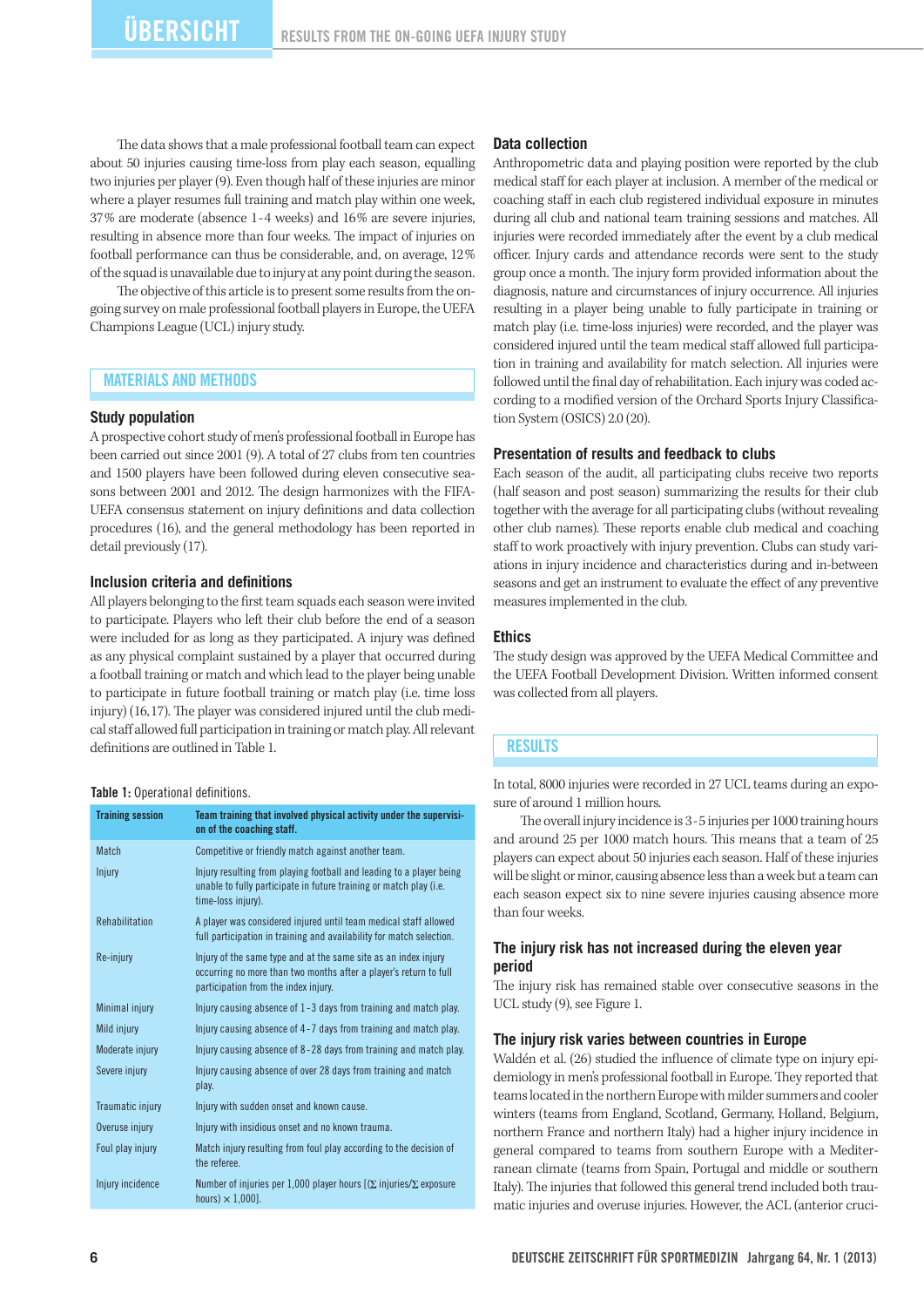The data shows that a male professional football team can expect about 50 injuries causing time-loss from play each season, equalling two injuries per player (9). Even though half of these injuries are minor where a player resumes full training and match play within one week, 37% are moderate (absence 1-4 weeks) and 16% are severe injuries, resulting in absence more than four weeks. The impact of injuries on football performance can thus be considerable, and, on average, 12% of the squad is unavailable due to injury at any point during the season.

The objective of this article is to present some results from the on-going survey on male professional football players in Europe, the UEFA Champions League (UCL) injury study.

## MATERIALS AND METHODS

### Study population

A prospective cohort study of men's professional football in Europe has been carried out since 2001 (9). A total of 27 clubs from ten countries and 1500 players have been followed during eleven consecutive seasons between 2001 and 2012. The design harmonizes with the FIFA-UEFA consensus statement on injury definitions and data collection procedures (16), and the general methodology has been reported in detail previously (17).

### Inclusion criteria and definitions

All players belonging to the first team squads each season were invited to participate. Players who left their club before the end of a season were included for as long as they participated. A injury was defined as any physical complaint sustained by a player that occurred during a football training or match and which lead to the player being unable to participate in future football training or match play (i.e. time loss injury) (16,17). The player was considered injured until the club medical staff allowed full participation in training or match play. All relevant definitions are outlined in Table 1.

**Table 1:** Operational definitions.

| Training session | Team training that involved physical activity under the supervision of the coaching staff. |
|---|---|
| Match | Competitive or friendly match against another team. |
| Injury | Injury resulting from playing football and leading to a player being unable to fully participate in future training or match play (i.e. time-loss injury). |
| Rehabilitation | A player was considered injured until team medical staff allowed full participation in training and availability for match selection. |
| Re-injury | Injury of the same type and at the same site as an index injury occurring no more than two months after a player's return to full participation from the index injury. |
| Minimal injury | Injury causing absence of 1-3 days from training and match play. |
| Mild injury | Injury causing absence of 4-7 days from training and match play. |
| Moderate injury | Injury causing absence of 8-28 days from training and match play. |
| Severe injury | Injury causing absence of over 28 days from training and match play. |
| Traumatic injury | Injury with sudden onset and known cause. |
| Overuse injury | Injury with insidious onset and no known trauma. |
| Foul play injury | Match injury resulting from foul play according to the decision of the referee. |
| Injury incidence | Number of injuries per 1,000 player hours [(Σ injuries/Σ exposure hours) × 1,000]. |

### Data collection

Anthropometric data and playing position were reported by the club medical staff for each player at inclusion. A member of the medical or coaching staff in each club registered individual exposure in minutes during all club and national team training sessions and matches. All injuries were recorded immediately after the event by a club medical officer. Injury cards and attendance records were sent to the study group once a month. The injury form provided information about the diagnosis, nature and circumstances of injury occurrence. All injuries resulting in a player being unable to fully participate in training or match play (i.e. time-loss injuries) were recorded, and the player was considered injured until the team medical staff allowed full participation in training and availability for match selection. All injuries were followed until the final day of rehabilitation. Each injury was coded according to a modified version of the Orchard Sports Injury Classification System (OSICS) 2.0 (20).

### Presentation of results and feedback to clubs

Each season of the audit, all participating clubs receive two reports (half season and post season) summarizing the results for their club together with the average for all participating clubs (without revealing other club names). These reports enable club medical and coaching staff to work proactively with injury prevention. Clubs can study variations in injury incidence and characteristics during and in-between seasons and get an instrument to evaluate the effect of any preventive measures implemented in the club.

### Ethics

The study design was approved by the UEFA Medical Committee and the UEFA Football Development Division. Written informed consent was collected from all players.

## RESULTS

In total, 8000 injuries were recorded in 27 UCL teams during an exposure of around 1 million hours.

The overall injury incidence is 3-5 injuries per 1000 training hours and around 25 per 1000 match hours. This means that a team of 25 players can expect about 50 injuries each season. Half of these injuries will be slight or minor, causing absence less than a week but a team can each season expect six to nine severe injuries causing absence more than four weeks.

### The injury risk has not increased during the eleven year period

The injury risk has remained stable over consecutive seasons in the UCL study (9), see Figure 1.

### The injury risk varies between countries in Europe

Waldén et al. (26) studied the influence of climate type on injury epidemiology in men's professional football in Europe. They reported that teams located in the northern Europe with milder summers and cooler winters (teams from England, Scotland, Germany, Holland, Belgium, northern France and northern Italy) had a higher injury incidence in general compared to teams from southern Europe with a Mediterranean climate (teams from Spain, Portugal and middle or southern Italy). The injuries that followed this general trend included both traumatic injuries and overuse injuries. However, the ACL (anterior cruci-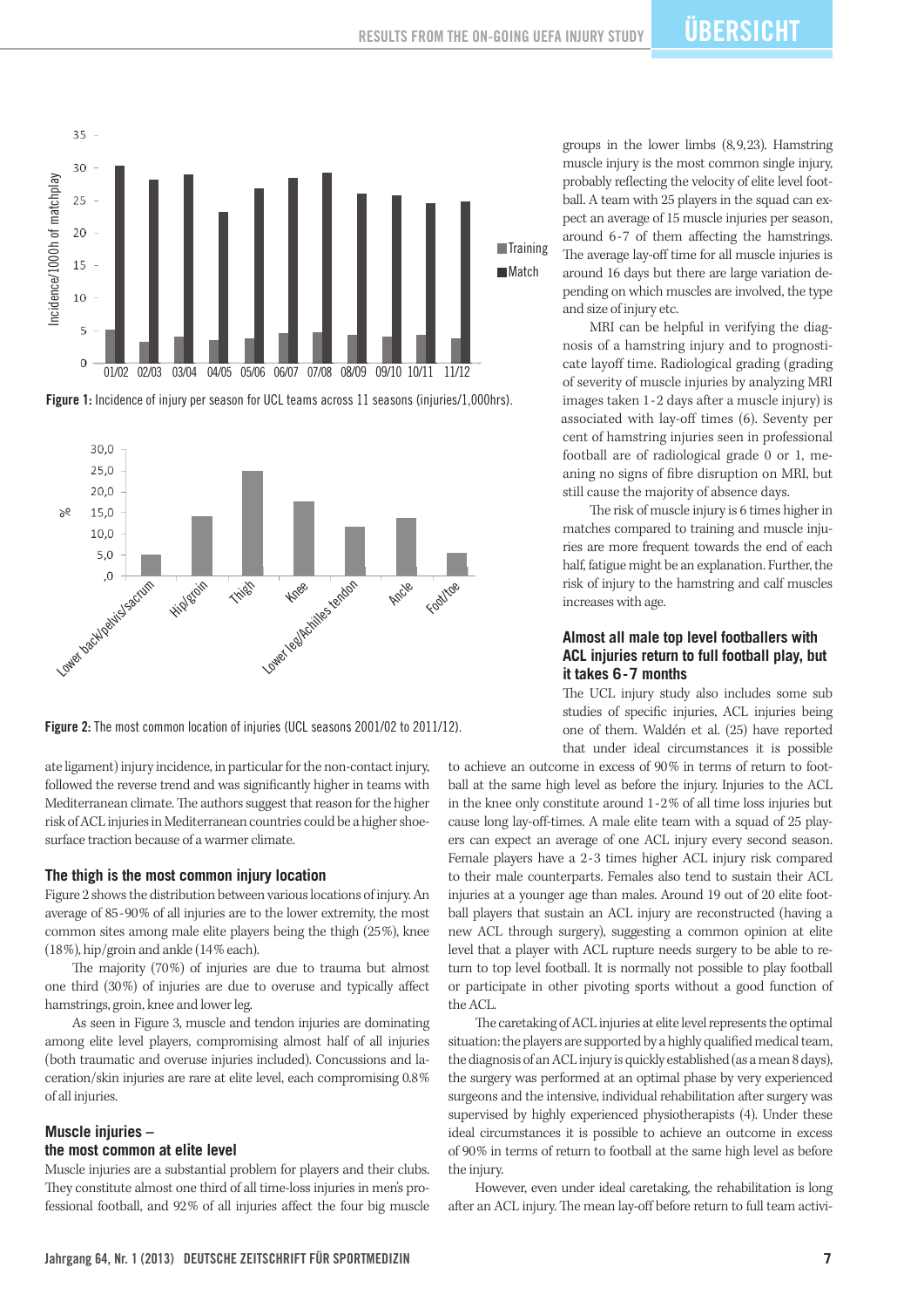Figure 1: Incidence of injury per season for UCL teams across 11 seasons (injuries/1,000hrs).

Figure 2: The most common location of injuries (UCL seasons 2001/02 to 2011/12).

ate ligament) injury incidence, in particular for the non-contact injury, followed the reverse trend and was significantly higher in teams with Mediterranean climate. The authors suggest that reason for the higher risk of ACL injuries in Mediterranean countries could be a higher shoe-surface traction because of a warmer climate.

## The thigh is the most common injury location

Figure 2 shows the distribution between various locations of injury. An average of 85-90% of all injuries are to the lower extremity, the most common sites among male elite players being the thigh (25%), knee (18%), hip/groin and ankle (14% each).

The majority (70%) of injuries are due to trauma but almost one third (30%) of injuries are due to overuse and typically affect hamstrings, groin, knee and lower leg.

As seen in Figure 3, muscle and tendon injuries are dominating among elite level players, compromising almost half of all injuries (both traumatic and overuse injuries included). Concussions and laceration/skin injuries are rare at elite level, each compromising 0.8% of all injuries.

## Muscle injuries – the most common at elite level

Muscle injuries are a substantial problem for players and their clubs. They constitute almost one third of all time-loss injuries in men's professional football, and 92% of all injuries affect the four big muscle groups in the lower limbs (8,9,23). Hamstring muscle injury is the most common single injury, probably reflecting the velocity of elite level football. A team with 25 players in the squad can expect an average of 15 muscle injuries per season, around 6-7 of them affecting the hamstrings. The average lay-off time for all muscle injuries is around 16 days but there are large variation depending on which muscles are involved, the type and size of injury etc.

MRI can be helpful in verifying the diagnosis of a hamstring injury and to prognosticate layoff time. Radiological grading (grading of severity of muscle injuries by analyzing MRI images taken 1-2 days after a muscle injury) is associated with lay-off times (6). Seventy per cent of hamstring injuries seen in professional football are of radiological grade 0 or 1, meaning no signs of fibre disruption on MRI, but still cause the majority of absence days.

The risk of muscle injury is 6 times higher in matches compared to training and muscle injuries are more frequent towards the end of each half, fatigue might be an explanation. Further, the risk of injury to the hamstring and calf muscles increases with age.

## Almost all male top level footballers with ACL injuries return to full football play, but it takes 6-7 months

The UCL injury study also includes some sub studies of specific injuries, ACL injuries being one of them. Waldén et al. (25) have reported that under ideal circumstances it is possible to achieve an outcome in excess of 90% in terms of return to football at the same high level as before the injury. Injuries to the ACL in the knee only constitute around 1-2% of all time loss injuries but cause long lay-off-times. A male elite team with a squad of 25 players can expect an average of one ACL injury every second season. Female players have a 2-3 times higher ACL injury risk compared to their male counterparts. Females also tend to sustain their ACL injuries at a younger age than males. Around 19 out of 20 elite football players that sustain an ACL injury are reconstructed (having a new ACL through surgery), suggesting a common opinion at elite level that a player with ACL rupture needs surgery to be able to return to top level football. It is normally not possible to play football or participate in other pivoting sports without a good function of the ACL.

The caretaking of ACL injuries at elite level represents the optimal situation: the players are supported by a highly qualified medical team, the diagnosis of an ACL injury is quickly established (as a mean 8 days), the surgery was performed at an optimal phase by very experienced surgeons and the intensive, individual rehabilitation after surgery was supervised by highly experienced physiotherapists (4). Under these ideal circumstances it is possible to achieve an outcome in excess of 90% in terms of return to football at the same high level as before the injury.

However, even under ideal caretaking, the rehabilitation is long after an ACL injury. The mean lay-off before return to full team activi-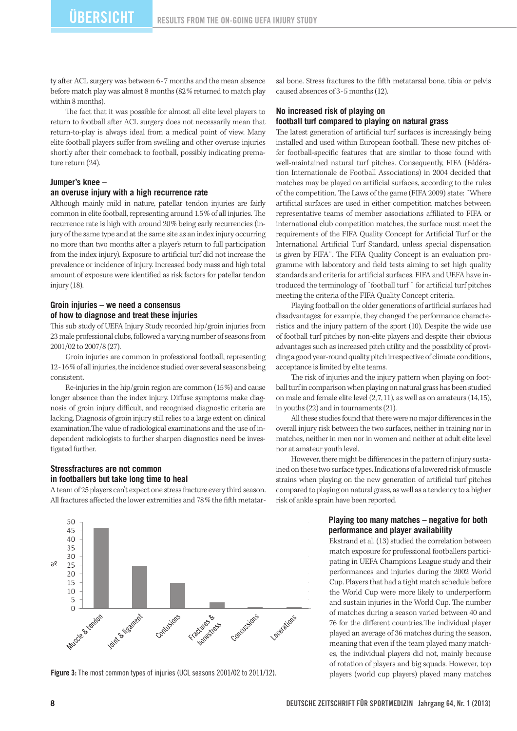ty after ACL surgery was between 6-7 months and the mean absence before match play was almost 8 months (82% returned to match play within 8 months).

The fact that it was possible for almost all elite level players to return to football after ACL surgery does not necessarily mean that return-to-play is always ideal from a medical point of view. Many elite football players suffer from swelling and other overuse injuries shortly after their comeback to football, possibly indicating premature return (24).

### Jumper's knee – an overuse injury with a high recurrence rate

Although mainly mild in nature, patellar tendon injuries are fairly common in elite football, representing around 1.5% of all injuries. The recurrence rate is high with around 20% being early recurrencies (injury of the same type and at the same site as an index injury occurring no more than two months after a player's return to full participation from the index injury). Exposure to artificial turf did not increase the prevalence or incidence of injury. Increased body mass and high total amount of exposure were identified as risk factors for patellar tendon injury (18).

### Groin injuries – we need a consensus of how to diagnose and treat these injuries

This sub study of UEFA Injury Study recorded hip/groin injuries from 23 male professional clubs, followed a varying number of seasons from 2001/02 to 2007/8 (27).

Groin injuries are common in professional football, representing 12-16% of all injuries, the incidence studied over several seasons being consistent.

Re-injuries in the hip/groin region are common (15%) and cause longer absence than the index injury. Diffuse symptoms make diagnosis of groin injury difficult, and recognised diagnostic criteria are lacking. Diagnosis of groin injury still relies to a large extent on clinical examination.The value of radiological examinations and the use of independent radiologists to further sharpen diagnostics need be investigated further.

### Stressfractures are not common in footballers but take long time to heal

A team of 25 players can't expect one stress fracture every third season. All fractures affected the lower extremities and 78% the fifth metatarsal bone. Stress fractures to the fifth metatarsal bone, tibia or pelvis caused absences of 3-5 months (12).

### No increased risk of playing on football turf compared to playing on natural grass

The latest generation of artificial turf surfaces is increasingly being installed and used within European football. These new pitches offer football-specific features that are similar to those found with well-maintained natural turf pitches. Consequently, FIFA (Fédération Internationale de Football Associations) in 2004 decided that matches may be played on artificial surfaces, according to the rules of the competition. The Laws of the game (FIFA 2009) state: ¨Where artificial surfaces are used in either competition matches between representative teams of member associations affiliated to FIFA or international club competition matches, the surface must meet the requirements of the FIFA Quality Concept for Artificial Turf or the International Artificial Turf Standard, unless special dispensation is given by FIFA¨. The FIFA Quality Concept is an evaluation programme with laboratory and field tests aiming to set high quality standards and criteria for artificial surfaces. FIFA and UEFA have introduced the terminology of ¨football turf¨ for artificial turf pitches meeting the criteria of the FIFA Quality Concept criteria.

Playing football on the older generations of artificial surfaces had disadvantages; for example, they changed the performance characteristics and the injury pattern of the sport (10). Despite the wide use of football turf pitches by non-elite players and despite their obvious advantages such as increased pitch utility and the possibility of providing a good year-round quality pitch irrespective of climate conditions, acceptance is limited by elite teams.

The risk of injuries and the injury pattern when playing on football turf in comparison when playing on natural grass has been studied on male and female elite level (2,7,11), as well as on amateurs (14,15), in youths (22) and in tournaments (21).

All these studies found that there were no major differences in the overall injury risk between the two surfaces, neither in training nor in matches, neither in men nor in women and neither at adult elite level nor at amateur youth level.

However, there might be differences in the pattern of injury sustained on these two surface types. Indications of a lowered risk of muscle strains when playing on the new generation of artificial turf pitches compared to playing on natural grass, as well as a tendency to a higher risk of ankle sprain have been reported.

| Injury type | % |
|---|---|
| Muscle & tendon | ~46 |
| Joint & ligament | ~24 |
| Contusions | ~15 |
| Fractures & bonestress | ~3 |
| Concussions | <1 |
| Lacerations | <1 |

**Figure 3:** The most common types of injuries (UCL seasons 2001/02 to 2011/12).

### Playing too many matches – negative for both performance and player availability

Ekstrand et al. (13) studied the correlation between match exposure for professional footballers participating in UEFA Champions League study and their performances and injuries during the 2002 World Cup. Players that had a tight match schedule before the World Cup were more likely to underperform and sustain injuries in the World Cup. The number of matches during a season varied between 40 and 76 for the different countries.The individual player played an average of 36 matches during the season, meaning that even if the team played many matches, the individual players did not, mainly because of rotation of players and big squads. However, top players (world cup players) played many matches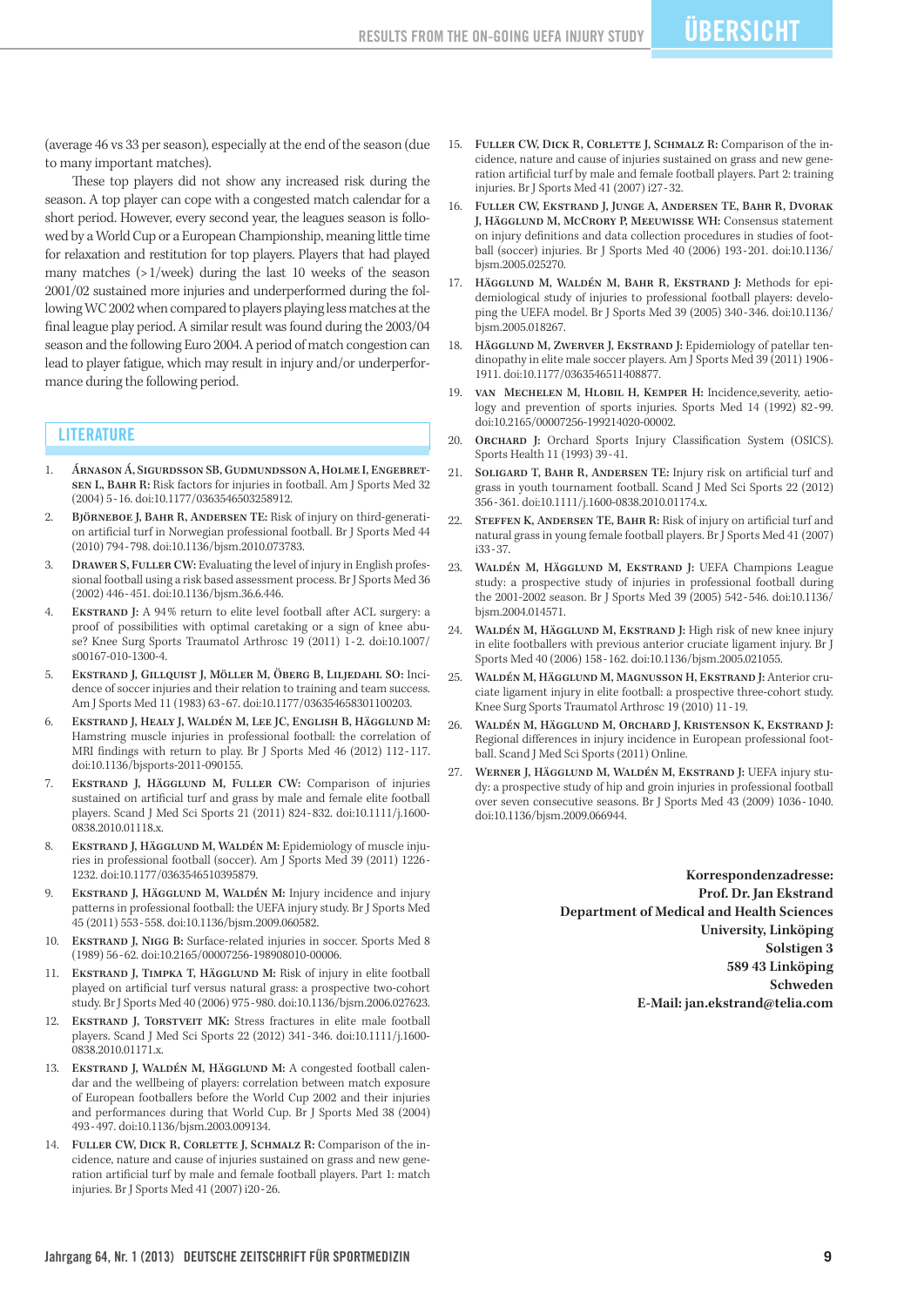(average 46 vs 33 per season), especially at the end of the season (due to many important matches).

These top players did not show any increased risk during the season. A top player can cope with a congested match calendar for a short period. However, every second year, the leagues season is followed by a World Cup or a European Championship, meaning little time for relaxation and restitution for top players. Players that had played many matches (>1/week) during the last 10 weeks of the season 2001/02 sustained more injuries and underperformed during the following WC 2002 when compared to players playing less matches at the final league play period. A similar result was found during the 2003/04 season and the following Euro 2004. A period of match congestion can lead to player fatigue, which may result in injury and/or underperformance during the following period.

## LITERATURE

1. **Árnason Á, Sigurdsson SB, Gudmundsson A, Holme I, Engebretsen L, Bahr R:** Risk factors for injuries in football. Am J Sports Med 32 (2004) 5-16. doi:10.1177/0363546503258912.
2. **Björneboe J, Bahr R, Andersen TE:** Risk of injury on third-generation artificial turf in Norwegian professional football. Br J Sports Med 44 (2010) 794-798. doi:10.1136/bjsm.2010.073783.
3. **Drawer S, Fuller CW:** Evaluating the level of injury in English professional football using a risk based assessment process. Br J Sports Med 36 (2002) 446-451. doi:10.1136/bjsm.36.6.446.
4. **Ekstrand J:** A 94% return to elite level football after ACL surgery: a proof of possibilities with optimal caretaking or a sign of knee abuse? Knee Surg Sports Traumatol Arthrosc 19 (2011) 1-2. doi:10.1007/s00167-010-1300-4.
5. **Ekstrand J, Gillquist J, Möller M, Öberg B, Liljedahl SO:** Incidence of soccer injuries and their relation to training and team success. Am J Sports Med 11 (1983) 63-67. doi:10.1177/036354658301100203.
6. **Ekstrand J, Healy J, Waldén M, Lee JC, English B, Hägglund M:** Hamstring muscle injuries in professional football: the correlation of MRI findings with return to play. Br J Sports Med 46 (2012) 112-117. doi:10.1136/bjsports-2011-090155.
7. **Ekstrand J, Hägglund M, Fuller CW:** Comparison of injuries sustained on artificial turf and grass by male and female elite football players. Scand J Med Sci Sports 21 (2011) 824-832. doi:10.1111/j.1600-0838.2010.01118.x.
8. **Ekstrand J, Hägglund M, Waldén M:** Epidemiology of muscle injuries in professional football (soccer). Am J Sports Med 39 (2011) 1226-1232. doi:10.1177/0363546510395879.
9. **Ekstrand J, Hägglund M, Waldén M:** Injury incidence and injury patterns in professional football: the UEFA injury study. Br J Sports Med 45 (2011) 553-558. doi:10.1136/bjsm.2009.060582.
10. **Ekstrand J, Nigg B:** Surface-related injuries in soccer. Sports Med 8 (1989) 56-62. doi:10.2165/00007256-198908010-00006.
11. **Ekstrand J, Timpka T, Hägglund M:** Risk of injury in elite football played on artificial turf versus natural grass: a prospective two-cohort study. Br J Sports Med 40 (2006) 975-980. doi:10.1136/bjsm.2006.027623.
12. **Ekstrand J, Torstveit MK:** Stress fractures in elite male football players. Scand J Med Sci Sports 22 (2012) 341-346. doi:10.1111/j.1600-0838.2010.01171.x.
13. **Ekstrand J, Waldén M, Hägglund M:** A congested football calendar and the wellbeing of players: correlation between match exposure of European footballers before the World Cup 2002 and their injuries and performances during that World Cup. Br J Sports Med 38 (2004) 493-497. doi:10.1136/bjsm.2003.009134.
14. **Fuller CW, Dick R, Corlette J, Schmalz R:** Comparison of the incidence, nature and cause of injuries sustained on grass and new generation artificial turf by male and female football players. Part 1: match injuries. Br J Sports Med 41 (2007) i20-26.
15. **Fuller CW, Dick R, Corlette J, Schmalz R:** Comparison of the incidence, nature and cause of injuries sustained on grass and new generation artificial turf by male and female football players. Part 2: training injuries. Br J Sports Med 41 (2007) i27-32.
16. **Fuller CW, Ekstrand J, Junge A, Andersen TE, Bahr R, Dvorak J, Hägglund M, McCrory P, Meeuwisse WH:** Consensus statement on injury definitions and data collection procedures in studies of football (soccer) injuries. Br J Sports Med 40 (2006) 193-201. doi:10.1136/bjsm.2005.025270.
17. **Hägglund M, Waldén M, Bahr R, Ekstrand J:** Methods for epidemiological study of injuries to professional football players: developing the UEFA model. Br J Sports Med 39 (2005) 340-346. doi:10.1136/bjsm.2005.018267.
18. **Hägglund M, Zwerver J, Ekstrand J:** Epidemiology of patellar tendinopathy in elite male soccer players. Am J Sports Med 39 (2011) 1906-1911. doi:10.1177/0363546511408877.
19. **van Mechelen M, Hlobil H, Kemper H:** Incidence,severity, aetiology and prevention of sports injuries. Sports Med 14 (1992) 82-99. doi:10.2165/00007256-199214020-00002.
20. **Orchard J:** Orchard Sports Injury Classification System (OSICS). Sports Health 11 (1993) 39-41.
21. **Soligard T, Bahr R, Andersen TE:** Injury risk on artificial turf and grass in youth tournament football. Scand J Med Sci Sports 22 (2012) 356-361. doi:10.1111/j.1600-0838.2010.01174.x.
22. **Steffen K, Andersen TE, Bahr R:** Risk of injury on artificial turf and natural grass in young female football players. Br J Sports Med 41 (2007) i33-37.
23. **Waldén M, Hägglund M, Ekstrand J:** UEFA Champions League study: a prospective study of injuries in professional football during the 2001-2002 season. Br J Sports Med 39 (2005) 542-546. doi:10.1136/bjsm.2004.014571.
24. **Waldén M, Hägglund M, Ekstrand J:** High risk of new knee injury in elite footballers with previous anterior cruciate ligament injury. Br J Sports Med 40 (2006) 158-162. doi:10.1136/bjsm.2005.021055.
25. **Waldén M, Hägglund M, Magnusson H, Ekstrand J:** Anterior cruciate ligament injury in elite football: a prospective three-cohort study. Knee Surg Sports Traumatol Arthrosc 19 (2010) 11-19.
26. **Waldén M, Hägglund M, Orchard J, Kristenson K, Ekstrand J:** Regional differences in injury incidence in European professional football. Scand J Med Sci Sports (2011) Online.
27. **Werner J, Hägglund M, Waldén M, Ekstrand J:** UEFA injury study: a prospective study of hip and groin injuries in professional football over seven consecutive seasons. Br J Sports Med 43 (2009) 1036-1040. doi:10.1136/bjsm.2009.066944.

**Korrespondenzadresse:**
**Prof. Dr. Jan Ekstrand**
**Department of Medical and Health Sciences**
**University, Linköping**
**Solstigen 3**
**589 43 Linköping**
**Schweden**
**E-Mail: jan.ekstrand@telia.com**